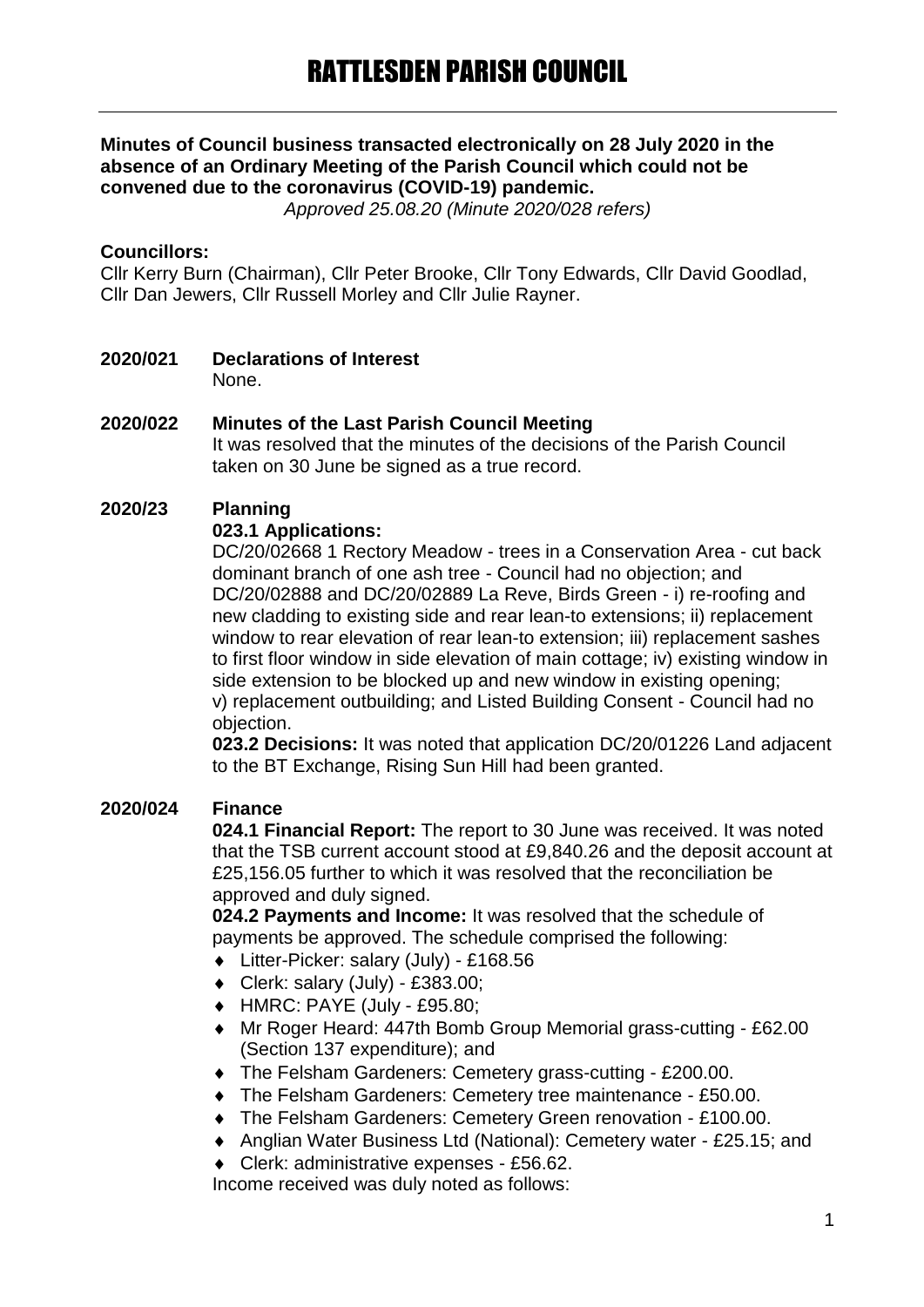# RATTLESDEN PARISH COUNCIL

**Minutes of Council business transacted electronically on 28 July 2020 in the absence of an Ordinary Meeting of the Parish Council which could not be convened due to the coronavirus (COVID-19) pandemic.**

*Approved 25.08.20 (Minute 2020/028 refers)*

**Councillors:**

Cllr Kerry Burn (Chairman), Cllr Peter Brooke, Cllr Tony Edwards, Cllr David Goodlad, Cllr Dan Jewers, Cllr Russell Morley and Cllr Julie Rayner.

**2020/021 Declarations of Interest**

None.

**2020/022 Minutes of the Last Parish Council Meeting**

It was resolved that the minutes of the decisions of the Parish Council taken on 30 June be signed as a true record.

**2020/23 Planning**

**023.1 Applications:**

DC/20/02668 1 Rectory Meadow - trees in a Conservation Area - cut back dominant branch of one ash tree - Council had no objection; and DC/20/02888 and DC/20/02889 La Reve, Birds Green - i) re-roofing and new cladding to existing side and rear lean-to extensions; ii) replacement window to rear elevation of rear lean-to extension; iii) replacement sashes to first floor window in side elevation of main cottage; iv) existing window in side extension to be blocked up and new window in existing opening; v) replacement outbuilding; and Listed Building Consent - Council had no objection.

**023.2 Decisions:** It was noted that application DC/20/01226 Land adjacent to the BT Exchange, Rising Sun Hill had been granted.

**2020/024 Finance**

**024.1 Financial Report:** The report to 30 June was received. It was noted that the TSB current account stood at £9,840.26 and the deposit account at £25,156.05 further to which it was resolved that the reconciliation be approved and duly signed.

**024.2 Payments and Income:** It was resolved that the schedule of payments be approved. The schedule comprised the following:

- Litter-Picker: salary (July) - £168.56
- Clerk: salary (July) - £383.00;
- HMRC: PAYE (July - £95.80;
- Mr Roger Heard: 447th Bomb Group Memorial grass-cutting - £62.00 (Section 137 expenditure); and
- The Felsham Gardeners: Cemetery grass-cutting - £200.00.
- The Felsham Gardeners: Cemetery tree maintenance - £50.00.
- The Felsham Gardeners: Cemetery Green renovation - £100.00.
- Anglian Water Business Ltd (National): Cemetery water - £25.15; and
- Clerk: administrative expenses - £56.62.

Income received was duly noted as follows: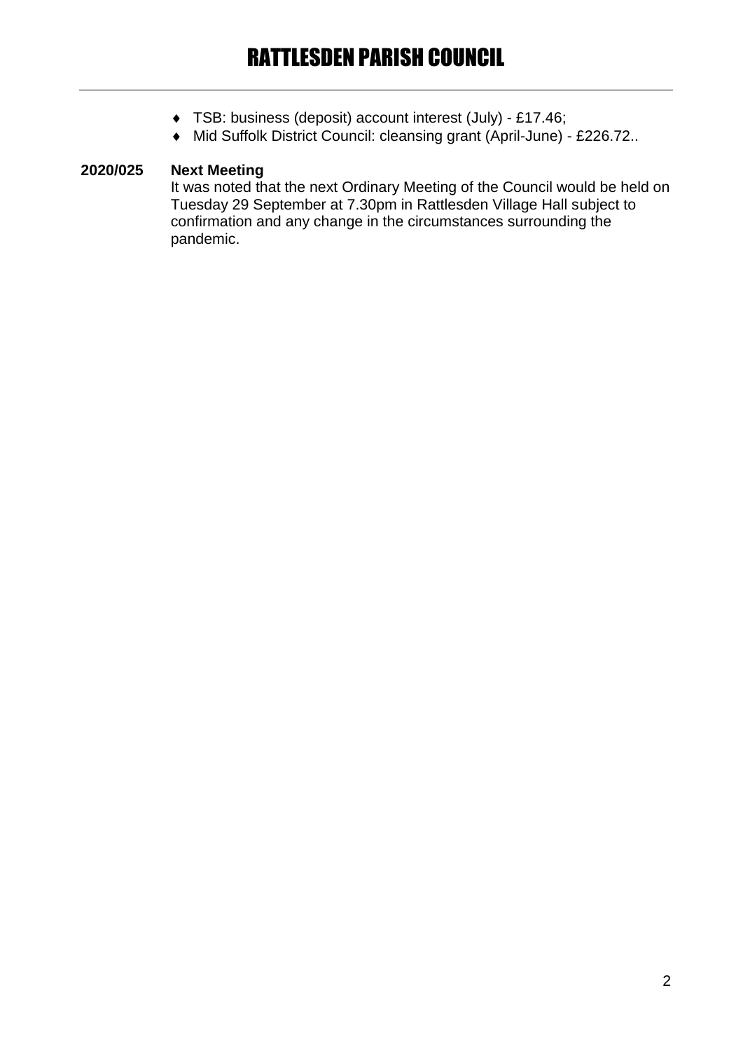- TSB: business (deposit) account interest (July) - £17.46;
- Mid Suffolk District Council: cleansing grant (April-June) - £226.72..

**2020/025 Next Meeting**

It was noted that the next Ordinary Meeting of the Council would be held on Tuesday 29 September at 7.30pm in Rattlesden Village Hall subject to confirmation and any change in the circumstances surrounding the pandemic.